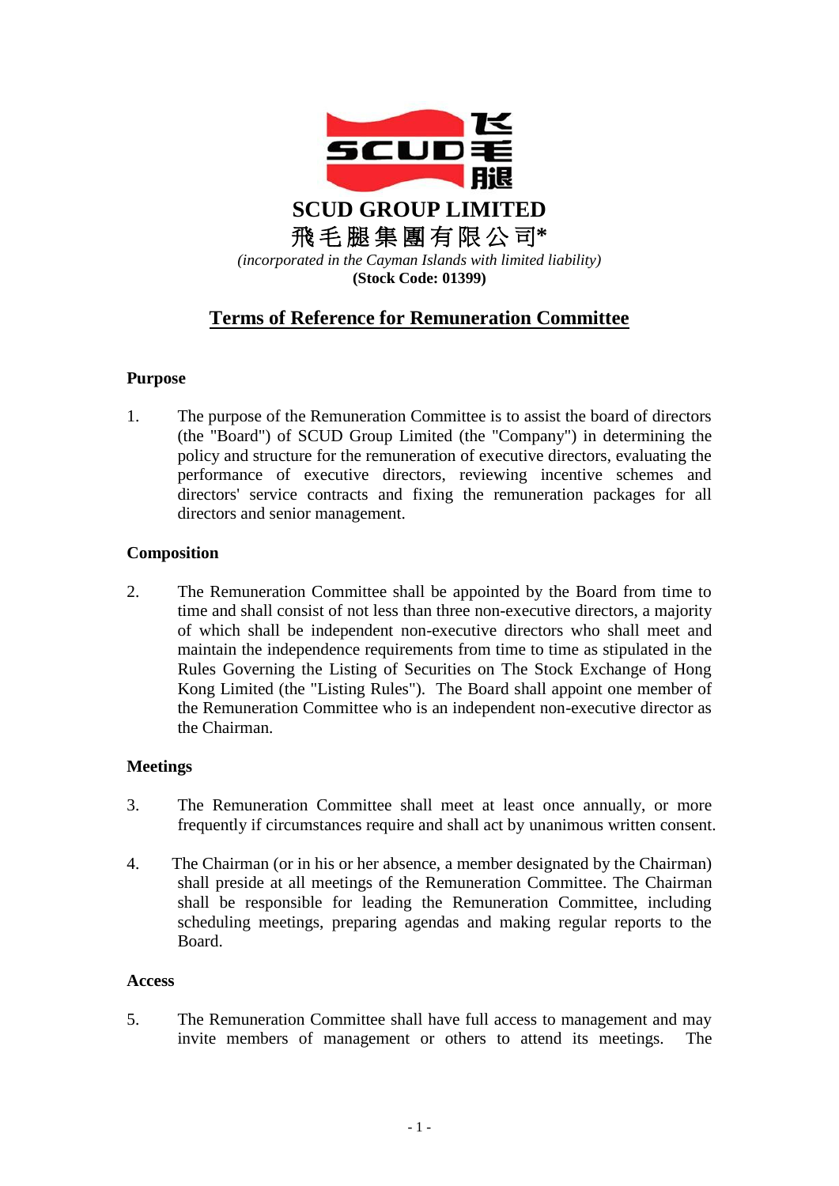# SCUD GROUP LIMITED

# 飛毛腿集團有限公司*

*(incorporated in the Cayman Islands with limited liability)*

**(Stock Code: 01399)**

## Terms of Reference for Remuneration Committee

### Purpose

1. The purpose of the Remuneration Committee is to assist the board of directors (the "Board") of SCUD Group Limited (the "Company") in determining the policy and structure for the remuneration of executive directors, evaluating the performance of executive directors, reviewing incentive schemes and directors' service contracts and fixing the remuneration packages for all directors and senior management.

### Composition

2. The Remuneration Committee shall be appointed by the Board from time to time and shall consist of not less than three non-executive directors, a majority of which shall be independent non-executive directors who shall meet and maintain the independence requirements from time to time as stipulated in the Rules Governing the Listing of Securities on The Stock Exchange of Hong Kong Limited (the "Listing Rules"). The Board shall appoint one member of the Remuneration Committee who is an independent non-executive director as the Chairman.

### Meetings

3. The Remuneration Committee shall meet at least once annually, or more frequently if circumstances require and shall act by unanimous written consent.

4. The Chairman (or in his or her absence, a member designated by the Chairman) shall preside at all meetings of the Remuneration Committee. The Chairman shall be responsible for leading the Remuneration Committee, including scheduling meetings, preparing agendas and making regular reports to the Board.

### Access

5. The Remuneration Committee shall have full access to management and may invite members of management or others to attend its meetings. The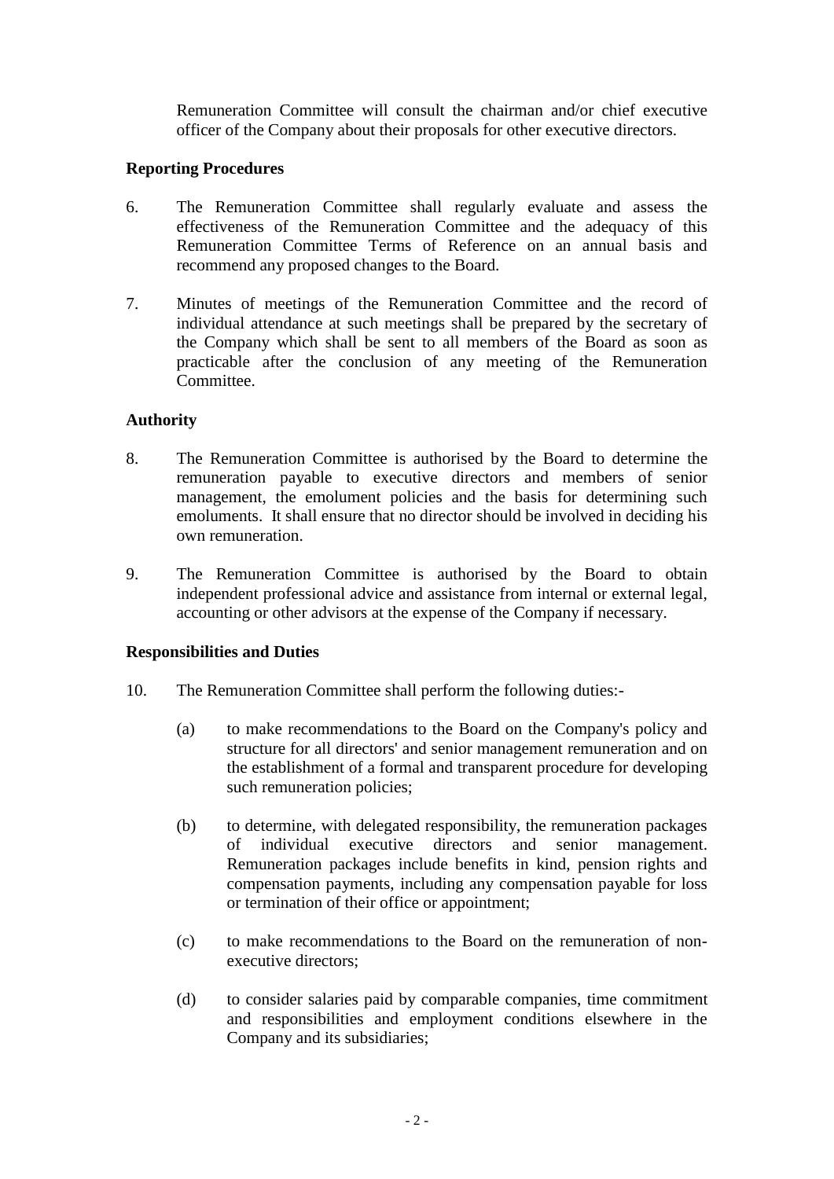Remuneration Committee will consult the chairman and/or chief executive officer of the Company about their proposals for other executive directors.

**Reporting Procedures**

6. The Remuneration Committee shall regularly evaluate and assess the effectiveness of the Remuneration Committee and the adequacy of this Remuneration Committee Terms of Reference on an annual basis and recommend any proposed changes to the Board.

7. Minutes of meetings of the Remuneration Committee and the record of individual attendance at such meetings shall be prepared by the secretary of the Company which shall be sent to all members of the Board as soon as practicable after the conclusion of any meeting of the Remuneration Committee.

**Authority**

8. The Remuneration Committee is authorised by the Board to determine the remuneration payable to executive directors and members of senior management, the emolument policies and the basis for determining such emoluments. It shall ensure that no director should be involved in deciding his own remuneration.

9. The Remuneration Committee is authorised by the Board to obtain independent professional advice and assistance from internal or external legal, accounting or other advisors at the expense of the Company if necessary.

**Responsibilities and Duties**

10. The Remuneration Committee shall perform the following duties:-

    (a) to make recommendations to the Board on the Company's policy and structure for all directors' and senior management remuneration and on the establishment of a formal and transparent procedure for developing such remuneration policies;

    (b) to determine, with delegated responsibility, the remuneration packages of individual executive directors and senior management. Remuneration packages include benefits in kind, pension rights and compensation payments, including any compensation payable for loss or termination of their office or appointment;

    (c) to make recommendations to the Board on the remuneration of non-executive directors;

    (d) to consider salaries paid by comparable companies, time commitment and responsibilities and employment conditions elsewhere in the Company and its subsidiaries;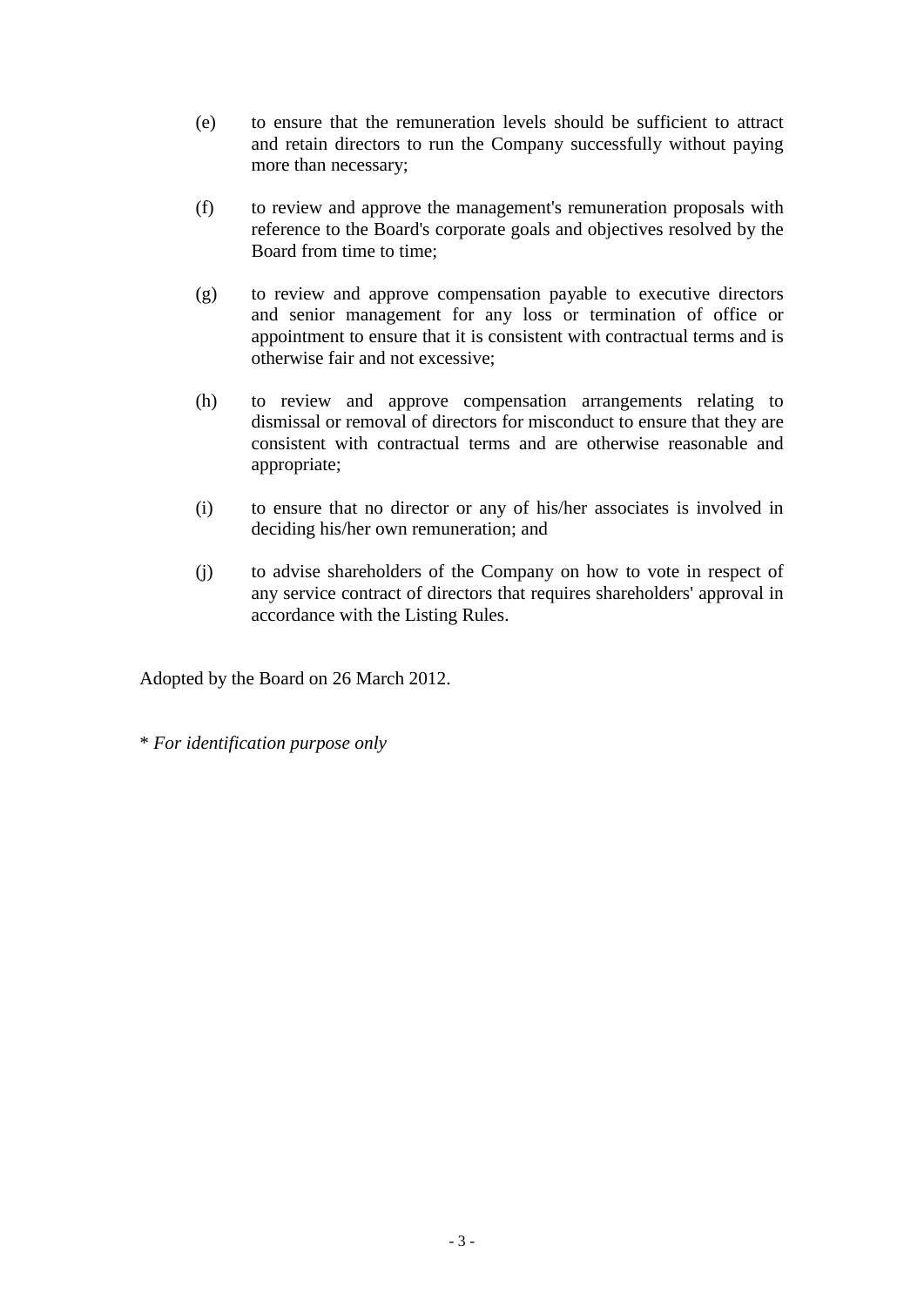(e) to ensure that the remuneration levels should be sufficient to attract and retain directors to run the Company successfully without paying more than necessary;

(f) to review and approve the management's remuneration proposals with reference to the Board's corporate goals and objectives resolved by the Board from time to time;

(g) to review and approve compensation payable to executive directors and senior management for any loss or termination of office or appointment to ensure that it is consistent with contractual terms and is otherwise fair and not excessive;

(h) to review and approve compensation arrangements relating to dismissal or removal of directors for misconduct to ensure that they are consistent with contractual terms and are otherwise reasonable and appropriate;

(i) to ensure that no director or any of his/her associates is involved in deciding his/her own remuneration; and

(j) to advise shareholders of the Company on how to vote in respect of any service contract of directors that requires shareholders' approval in accordance with the Listing Rules.

Adopted by the Board on 26 March 2012.

\* *For identification purpose only*